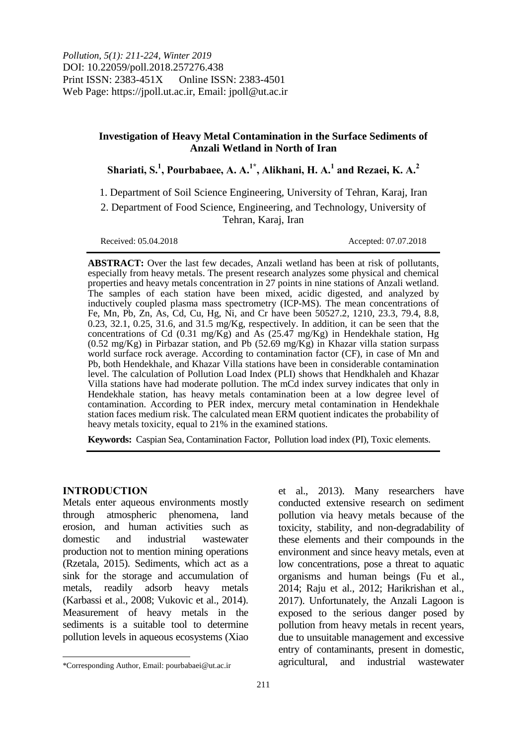*Pollution, 5(1): 211-224, Winter 2019*
DOI: 10.22059/poll.2018.257276.438
Print ISSN: 2383-451X Online ISSN: 2383-4501
Web Page: https://jpoll.ut.ac.ir, Email: jpoll@ut.ac.ir

# Investigation of Heavy Metal Contamination in the Surface Sediments of Anzali Wetland in North of Iran

**Shariati, S.[1], Pourbabaee, A. A.[1*], Alikhani, H. A.[1] and Rezaei, K. A.[2]**

1. Department of Soil Science Engineering, University of Tehran, Karaj, Iran
2. Department of Food Science, Engineering, and Technology, University of Tehran, Karaj, Iran

Received: 05.04.2018 Accepted: 07.07.2018

**ABSTRACT:** Over the last few decades, Anzali wetland has been at risk of pollutants, especially from heavy metals. The present research analyzes some physical and chemical properties and heavy metals concentration in 27 points in nine stations of Anzali wetland. The samples of each station have been mixed, acidic digested, and analyzed by inductively coupled plasma mass spectrometry (ICP-MS). The mean concentrations of Fe, Mn, Pb, Zn, As, Cd, Cu, Hg, Ni, and Cr have been 50527.2, 1210, 23.3, 79.4, 8.8, 0.23, 32.1, 0.25, 31.6, and 31.5 mg/Kg, respectively. In addition, it can be seen that the concentrations of Cd (0.31 mg/Kg) and As (25.47 mg/Kg) in Hendekhale station, Hg (0.52 mg/Kg) in Pirbazar station, and Pb (52.69 mg/Kg) in Khazar villa station surpass world surface rock average. According to contamination factor (CF), in case of Mn and Pb, both Hendekhale, and Khazar Villa stations have been in considerable contamination level. The calculation of Pollution Load Index (PLI) shows that Hendkhaleh and Khazar Villa stations have had moderate pollution. The mCd index survey indicates that only in Hendekhale station, has heavy metals contamination been at a low degree level of contamination. According to PER index, mercury metal contamination in Hendekhale station faces medium risk. The calculated mean ERM quotient indicates the probability of heavy metals toxicity, equal to 21% in the examined stations.

**Keywords:** Caspian Sea, Contamination Factor, Pollution load index (PI), Toxic elements.

## INTRODUCTION

Metals enter aqueous environments mostly through atmospheric phenomena, land erosion, and human activities such as domestic and industrial wastewater production not to mention mining operations (Rzetala, 2015). Sediments, which act as a sink for the storage and accumulation of metals, readily adsorb heavy metals (Karbassi et al., 2008; Vukovic et al., 2014). Measurement of heavy metals in the sediments is a suitable tool to determine pollution levels in aqueous ecosystems (Xiao et al., 2013). Many researchers have conducted extensive research on sediment pollution via heavy metals because of the toxicity, stability, and non-degradability of these elements and their compounds in the environment and since heavy metals, even at low concentrations, pose a threat to aquatic organisms and human beings (Fu et al., 2014; Raju et al., 2012; Harikrishan et al., 2017). Unfortunately, the Anzali Lagoon is exposed to the serious danger posed by pollution from heavy metals in recent years, due to unsuitable management and excessive entry of contaminants, present in domestic, agricultural, and industrial wastewater

*Corresponding Author, Email: pourbabaei@ut.ac.ir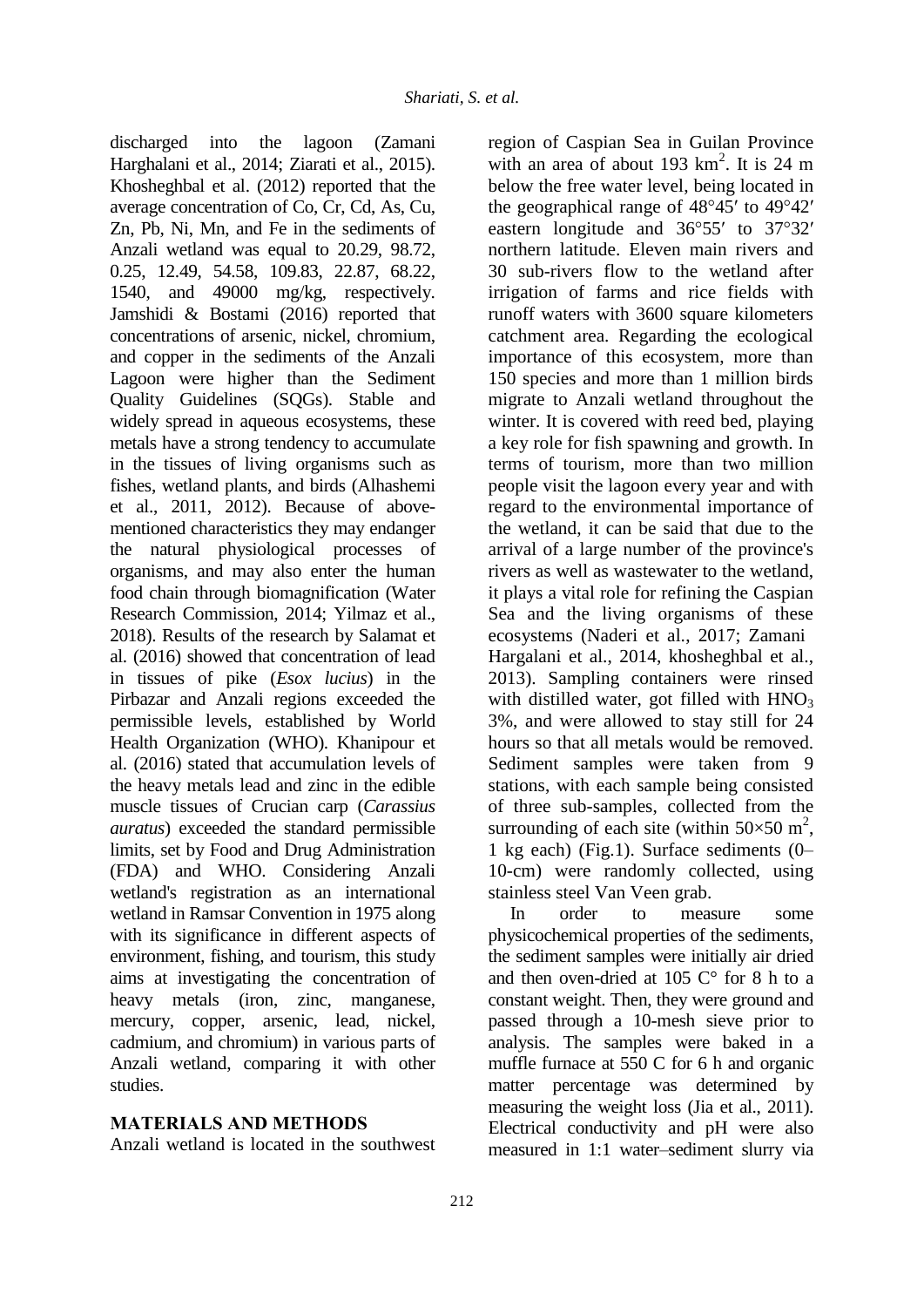discharged into the lagoon (Zamani Harghalani et al., 2014; Ziarati et al., 2015). Khosheghbal et al. (2012) reported that the average concentration of Co, Cr, Cd, As, Cu, Zn, Pb, Ni, Mn, and Fe in the sediments of Anzali wetland was equal to 20.29, 98.72, 0.25, 12.49, 54.58, 109.83, 22.87, 68.22, 1540, and 49000 mg/kg, respectively. Jamshidi & Bostami (2016) reported that concentrations of arsenic, nickel, chromium, and copper in the sediments of the Anzali Lagoon were higher than the Sediment Quality Guidelines (SQGs). Stable and widely spread in aqueous ecosystems, these metals have a strong tendency to accumulate in the tissues of living organisms such as fishes, wetland plants, and birds (Alhashemi et al., 2011, 2012). Because of above-mentioned characteristics they may endanger the natural physiological processes of organisms, and may also enter the human food chain through biomagnification (Water Research Commission, 2014; Yilmaz et al., 2018). Results of the research by Salamat et al. (2016) showed that concentration of lead in tissues of pike (*Esox lucius*) in the Pirbazar and Anzali regions exceeded the permissible levels, established by World Health Organization (WHO). Khanipour et al. (2016) stated that accumulation levels of the heavy metals lead and zinc in the edible muscle tissues of Crucian carp (*Carassius auratus*) exceeded the standard permissible limits, set by Food and Drug Administration (FDA) and WHO. Considering Anzali wetland's registration as an international wetland in Ramsar Convention in 1975 along with its significance in different aspects of environment, fishing, and tourism, this study aims at investigating the concentration of heavy metals (iron, zinc, manganese, mercury, copper, arsenic, lead, nickel, cadmium, and chromium) in various parts of Anzali wetland, comparing it with other studies.

## MATERIALS AND METHODS

Anzali wetland is located in the southwest region of Caspian Sea in Guilan Province with an area of about 193 km$^2$. It is 24 m below the free water level, being located in the geographical range of 48°45′ to 49°42′ eastern longitude and 36°55′ to 37°32′ northern latitude. Eleven main rivers and 30 sub-rivers flow to the wetland after irrigation of farms and rice fields with runoff waters with 3600 square kilometers catchment area. Regarding the ecological importance of this ecosystem, more than 150 species and more than 1 million birds migrate to Anzali wetland throughout the winter. It is covered with reed bed, playing a key role for fish spawning and growth. In terms of tourism, more than two million people visit the lagoon every year and with regard to the environmental importance of the wetland, it can be said that due to the arrival of a large number of the province's rivers as well as wastewater to the wetland, it plays a vital role for refining the Caspian Sea and the living organisms of these ecosystems (Naderi et al., 2017; Zamani Hargalani et al., 2014, khosheghbal et al., 2013). Sampling containers were rinsed with distilled water, got filled with $HNO_3$ 3%, and were allowed to stay still for 24 hours so that all metals would be removed. Sediment samples were taken from 9 stations, with each sample being consisted of three sub-samples, collected from the surrounding of each site (within 50×50 m$^2$, 1 kg each) (Fig.1). Surface sediments (0–10-cm) were randomly collected, using stainless steel Van Veen grab.

In order to measure some physicochemical properties of the sediments, the sediment samples were initially air dried and then oven-dried at 105 C° for 8 h to a constant weight. Then, they were ground and passed through a 10-mesh sieve prior to analysis. The samples were baked in a muffle furnace at 550 C for 6 h and organic matter percentage was determined by measuring the weight loss (Jia et al., 2011). Electrical conductivity and pH were also measured in 1:1 water–sediment slurry via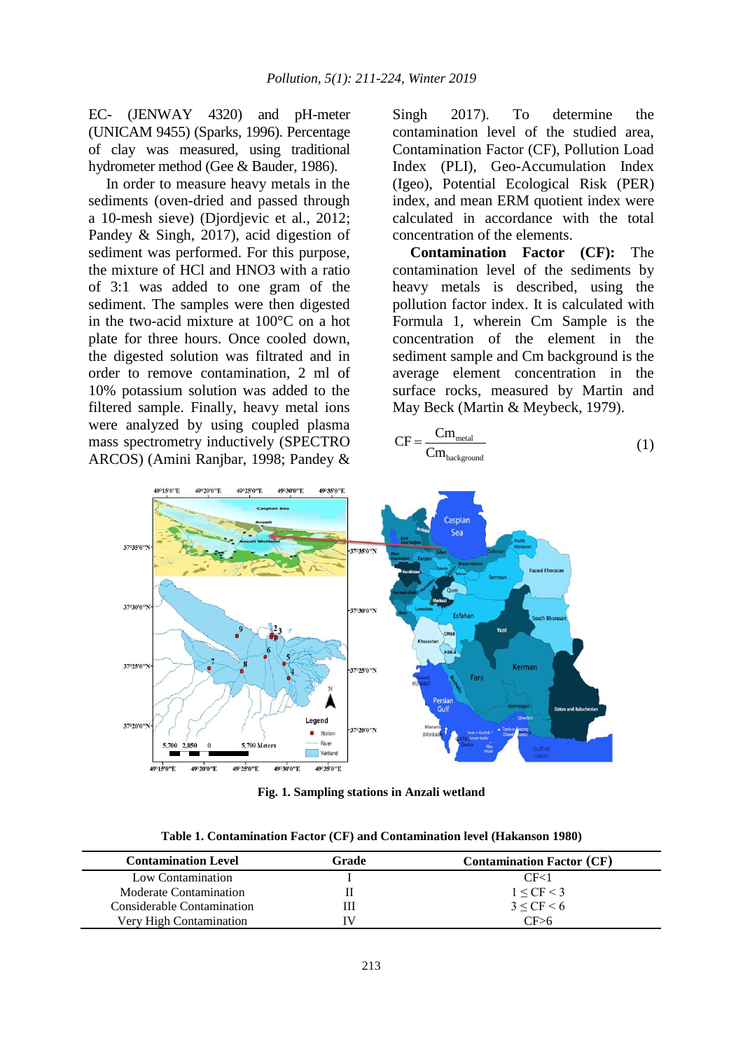EC- (JENWAY 4320) and pH-meter (UNICAM 9455) (Sparks, 1996). Percentage of clay was measured, using traditional hydrometer method (Gee & Bauder, 1986).

In order to measure heavy metals in the sediments (oven-dried and passed through a 10-mesh sieve) (Djordjevic et al., 2012; Pandey & Singh, 2017), acid digestion of sediment was performed. For this purpose, the mixture of HCl and HNO3 with a ratio of 3:1 was added to one gram of the sediment. The samples were then digested in the two-acid mixture at 100°C on a hot plate for three hours. Once cooled down, the digested solution was filtrated and in order to remove contamination, 2 ml of 10% potassium solution was added to the filtered sample. Finally, heavy metal ions were analyzed by using coupled plasma mass spectrometry inductively (SPECTRO ARCOS) (Amini Ranjbar, 1998; Pandey & Singh 2017). To determine the contamination level of the studied area, Contamination Factor (CF), Pollution Load Index (PLI), Geo-Accumulation Index (Igeo), Potential Ecological Risk (PER) index, and mean ERM quotient index were calculated in accordance with the total concentration of the elements.

**Contamination Factor (CF):** The contamination level of the sediments by heavy metals is described, using the pollution factor index. It is calculated with Formula 1, wherein Cm Sample is the concentration of the element in the sediment sample and Cm background is the average element concentration in the surface rocks, measured by Martin and May Beck (Martin & Meybeck, 1979).

$$CF = \frac{Cm_{metal}}{Cm_{background}} \tag{1}$$

**Fig. 1. Sampling stations in Anzali wetland**

**Table 1. Contamination Factor (CF) and Contamination level (Hakanson 1980)**

| Contamination Level | Grade | Contamination Factor (CF) |
|---|---|---|
| Low Contamination | I | CF<1 |
| Moderate Contamination | II | $1 \leq CF < 3$ |
| Considerable Contamination | III | $3 \leq CF < 6$ |
| Very High Contamination | IV | CF>6 |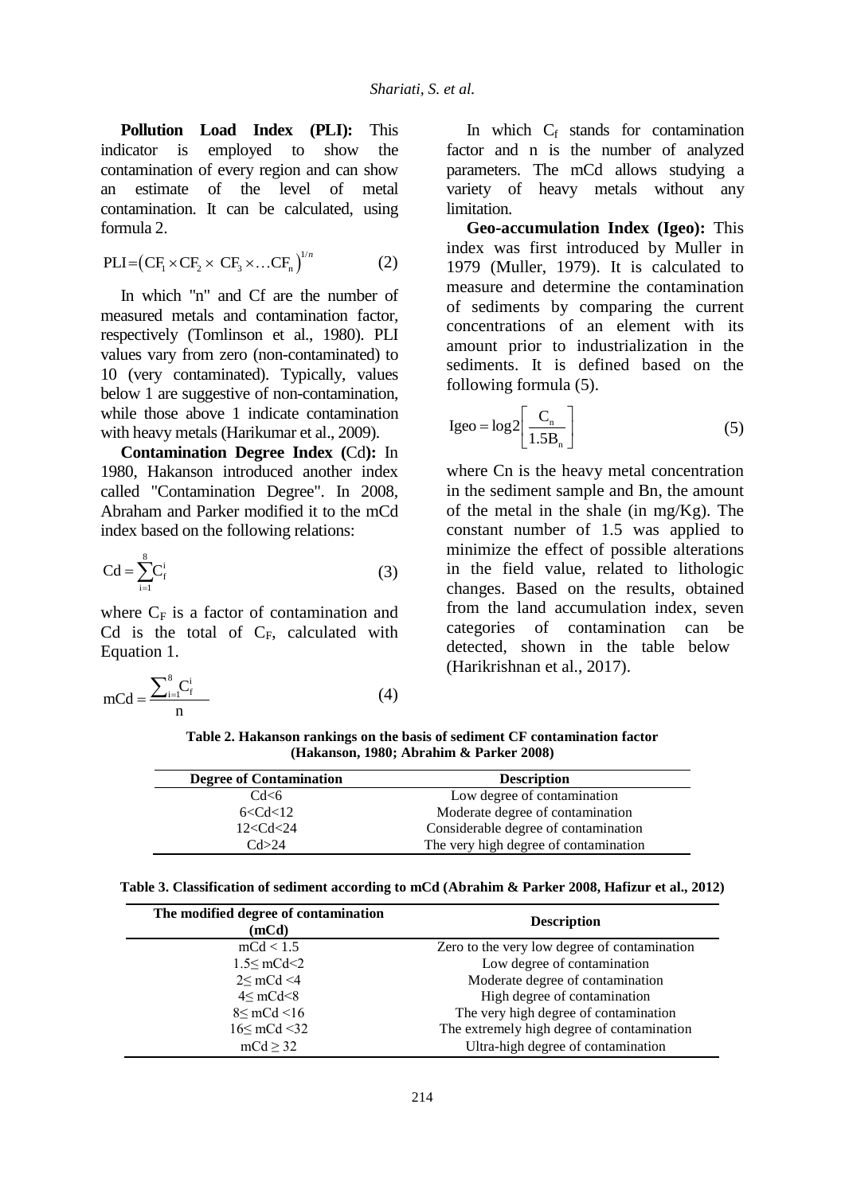**Pollution Load Index (PLI):** This indicator is employed to show the contamination of every region and can show an estimate of the level of metal contamination. It can be calculated, using formula 2.

$$\text{PLI} = \left(\text{CF}_1 \times \text{CF}_2 \times \text{CF}_3 \times \ldots \text{CF}_n\right)^{1/n} \quad (2)$$

In which "n" and Cf are the number of measured metals and contamination factor, respectively (Tomlinson et al., 1980). PLI values vary from zero (non-contaminated) to 10 (very contaminated). Typically, values below 1 are suggestive of non-contamination, while those above 1 indicate contamination with heavy metals (Harikumar et al., 2009).

**Contamination Degree Index (Cd):** In 1980, Hakanson introduced another index called "Contamination Degree". In 2008, Abraham and Parker modified it to the mCd index based on the following relations:

$$\text{Cd} = \sum_{i=1}^{8} C_f^i \quad (3)$$

where $C_F$ is a factor of contamination and Cd is the total of $C_F$, calculated with Equation 1.

$$\text{mCd} = \frac{\sum_{i=1}^{8} C_f^i}{n} \quad (4)$$

In which $C_f$ stands for contamination factor and n is the number of analyzed parameters. The mCd allows studying a variety of heavy metals without any limitation.

**Geo-accumulation Index (Igeo):** This index was first introduced by Muller in 1979 (Muller, 1979). It is calculated to measure and determine the contamination of sediments by comparing the current concentrations of an element with its amount prior to industrialization in the sediments. It is defined based on the following formula (5).

$$\text{Igeo} = \log 2\left[\frac{C_n}{1.5B_n}\right] \quad (5)$$

where Cn is the heavy metal concentration in the sediment sample and Bn, the amount of the metal in the shale (in mg/Kg). The constant number of 1.5 was applied to minimize the effect of possible alterations in the field value, related to lithologic changes. Based on the results, obtained from the land accumulation index, seven categories of contamination can be detected, shown in the table below (Harikrishnan et al., 2017).

**Table 2. Hakanson rankings on the basis of sediment CF contamination factor (Hakanson, 1980; Abrahim & Parker 2008)**

| Degree of Contamination | Description |
|---|---|
| Cd<6 | Low degree of contamination |
| 6<Cd<12 | Moderate degree of contamination |
| 12<Cd<24 | Considerable degree of contamination |
| Cd>24 | The very high degree of contamination |

**Table 3. Classification of sediment according to mCd (Abrahim & Parker 2008, Hafizur et al., 2012)**

| The modified degree of contamination (mCd) | Description |
|---|---|
| mCd < 1.5 | Zero to the very low degree of contamination |
| 1.5≤ mCd<2 | Low degree of contamination |
| 2≤ mCd <4 | Moderate degree of contamination |
| 4≤ mCd<8 | High degree of contamination |
| 8≤ mCd <16 | The very high degree of contamination |
| 16≤ mCd <32 | The extremely high degree of contamination |
| mCd ≥ 32 | Ultra-high degree of contamination |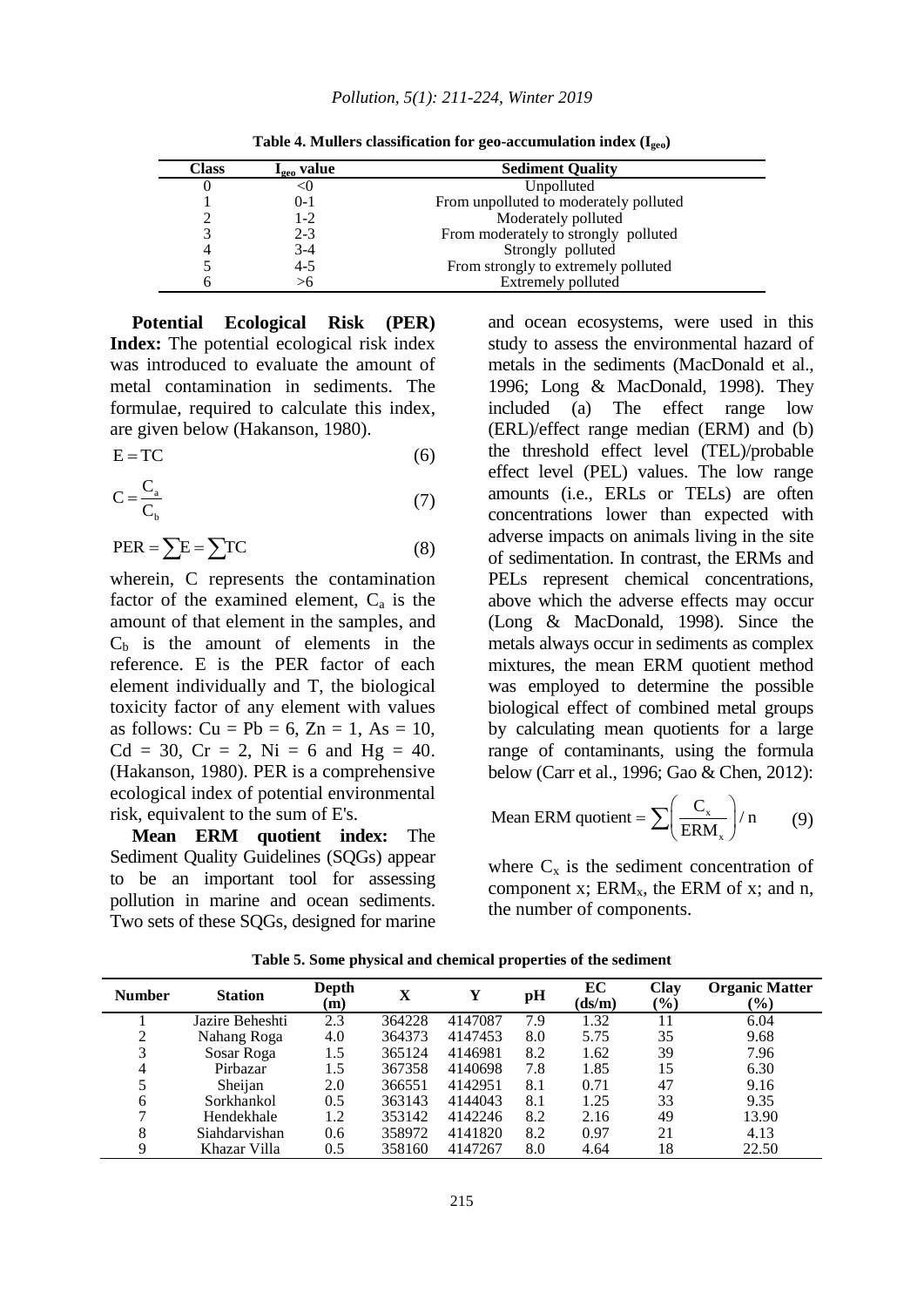**Table 4. Mullers classification for geo-accumulation index ($I_{geo}$)**

| Class | $I_{geo}$ value | Sediment Quality |
|---|---|---|
| 0 | <0 | Unpolluted |
| 1 | 0-1 | From unpolluted to moderately polluted |
| 2 | 1-2 | Moderately polluted |
| 3 | 2-3 | From moderately to strongly polluted |
| 4 | 3-4 | Strongly polluted |
| 5 | 4-5 | From strongly to extremely polluted |
| 6 | >6 | Extremely polluted |

**Potential Ecological Risk (PER) Index:** The potential ecological risk index was introduced to evaluate the amount of metal contamination in sediments. The formulae, required to calculate this index, are given below (Hakanson, 1980).

$$E = TC \tag{6}$$

$$C = \frac{C_a}{C_b} \tag{7}$$

$$PER = \sum E = \sum TC \tag{8}$$

wherein, C represents the contamination factor of the examined element, $C_a$ is the amount of that element in the samples, and $C_b$ is the amount of elements in the reference. E is the PER factor of each element individually and T, the biological toxicity factor of any element with values as follows: Cu = Pb = 6, Zn = 1, As = 10, Cd = 30, Cr = 2, Ni = 6 and Hg = 40. (Hakanson, 1980). PER is a comprehensive ecological index of potential environmental risk, equivalent to the sum of E's.

**Mean ERM quotient index:** The Sediment Quality Guidelines (SQGs) appear to be an important tool for assessing pollution in marine and ocean sediments. Two sets of these SQGs, designed for marine and ocean ecosystems, were used in this study to assess the environmental hazard of metals in the sediments (MacDonald et al., 1996; Long & MacDonald, 1998). They included (a) The effect range low (ERL)/effect range median (ERM) and (b) the threshold effect level (TEL)/probable effect level (PEL) values. The low range amounts (i.e., ERLs or TELs) are often concentrations lower than expected with adverse impacts on animals living in the site of sedimentation. In contrast, the ERMs and PELs represent chemical concentrations, above which the adverse effects may occur (Long & MacDonald, 1998). Since the metals always occur in sediments as complex mixtures, the mean ERM quotient method was employed to determine the possible biological effect of combined metal groups by calculating mean quotients for a large range of contaminants, using the formula below (Carr et al., 1996; Gao & Chen, 2012):

$$\text{Mean ERM quotient} = \sum \left( \frac{C_x}{ERM_x} \right) / n \tag{9}$$

where $C_x$ is the sediment concentration of component x; $ERM_x$, the ERM of x; and n, the number of components.

**Table 5. Some physical and chemical properties of the sediment**

| Number | Station | Depth (m) | X | Y | pH | EC (ds/m) | Clay (%) | Organic Matter (%) |
|---|---|---|---|---|---|---|---|---|
| 1 | Jazire Beheshti | 2.3 | 364228 | 4147087 | 7.9 | 1.32 | 11 | 6.04 |
| 2 | Nahang Roga | 4.0 | 364373 | 4147453 | 8.0 | 5.75 | 35 | 9.68 |
| 3 | Sosar Roga | 1.5 | 365124 | 4146981 | 8.2 | 1.62 | 39 | 7.96 |
| 4 | Pirbazar | 1.5 | 367358 | 4140698 | 7.8 | 1.85 | 15 | 6.30 |
| 5 | Sheijan | 2.0 | 366551 | 4142951 | 8.1 | 0.71 | 47 | 9.16 |
| 6 | Sorkhankol | 0.5 | 363143 | 4144043 | 8.1 | 1.25 | 33 | 9.35 |
| 7 | Hendekhale | 1.2 | 353142 | 4142246 | 8.2 | 2.16 | 49 | 13.90 |
| 8 | Siahdarvishan | 0.6 | 358972 | 4141820 | 8.2 | 0.97 | 21 | 4.13 |
| 9 | Khazar Villa | 0.5 | 358160 | 4147267 | 8.0 | 4.64 | 18 | 22.50 |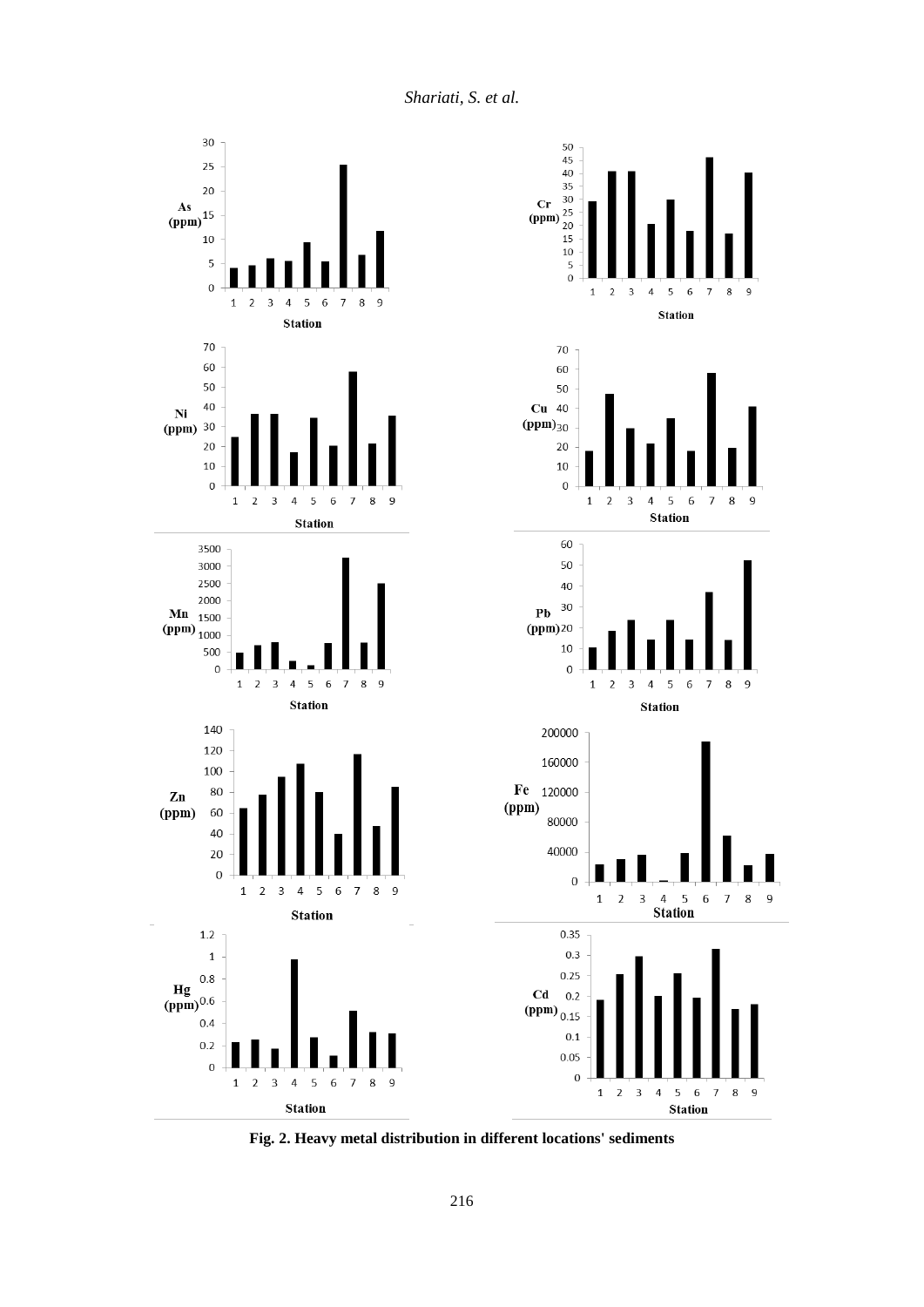**Fig. 2. Heavy metal distribution in different locations' sediments**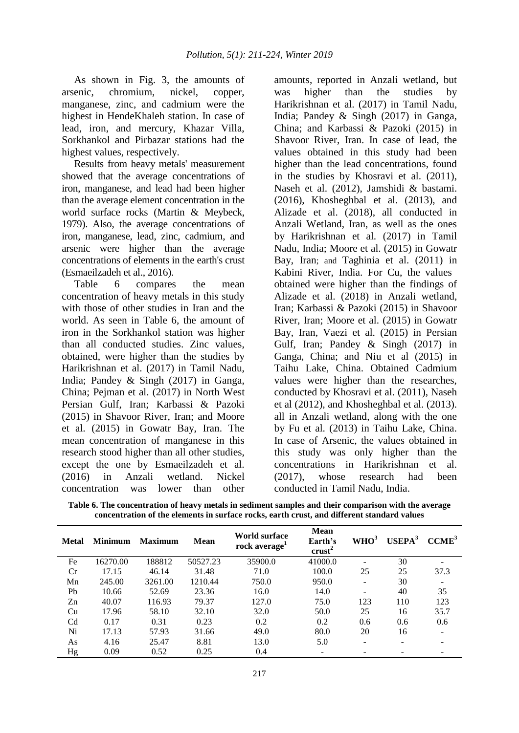As shown in Fig. 3, the amounts of arsenic, chromium, nickel, copper, manganese, zinc, and cadmium were the highest in HendeKhaleh station. In case of lead, iron, and mercury, Khazar Villa, Sorkhankol and Pirbazar stations had the highest values, respectively.

Results from heavy metals' measurement showed that the average concentrations of iron, manganese, and lead had been higher than the average element concentration in the world surface rocks (Martin & Meybeck, 1979). Also, the average concentrations of iron, manganese, lead, zinc, cadmium, and arsenic were higher than the average concentrations of elements in the earth's crust (Esmaeilzadeh et al., 2016).

Table 6 compares the mean concentration of heavy metals in this study with those of other studies in Iran and the world. As seen in Table 6, the amount of iron in the Sorkhankol station was higher than all conducted studies. Zinc values, obtained, were higher than the studies by Harikrishnan et al. (2017) in Tamil Nadu, India; Pandey & Singh (2017) in Ganga, China; Pejman et al. (2017) in North West Persian Gulf, Iran; Karbassi & Pazoki (2015) in Shavoor River, Iran; and Moore et al. (2015) in Gowatr Bay, Iran. The mean concentration of manganese in this research stood higher than all other studies, except the one by Esmaeilzadeh et al. (2016) in Anzali wetland. Nickel concentration was lower than other amounts, reported in Anzali wetland, but was higher than the studies by Harikrishnan et al. (2017) in Tamil Nadu, India; Pandey & Singh (2017) in Ganga, China; and Karbassi & Pazoki (2015) in Shavoor River, Iran. In case of lead, the values obtained in this study had been higher than the lead concentrations, found in the studies by Khosravi et al. (2011), Naseh et al. (2012), Jamshidi & bastami. (2016), Khosheghbal et al. (2013), and Alizade et al. (2018), all conducted in Anzali Wetland, Iran, as well as the ones by Harikrishnan et al. (2017) in Tamil Nadu, India; Moore et al. (2015) in Gowatr Bay, Iran; and Taghinia et al. (2011) in Kabini River, India. For Cu, the values obtained were higher than the findings of Alizade et al. (2018) in Anzali wetland, Iran; Karbassi & Pazoki (2015) in Shavoor River, Iran; Moore et al. (2015) in Gowatr Bay, Iran, Vaezi et al. (2015) in Persian Gulf, Iran; Pandey & Singh (2017) in Ganga, China; and Niu et al (2015) in Taihu Lake, China. Obtained Cadmium values were higher than the researches, conducted by Khosravi et al. (2011), Naseh et al (2012), and Khosheghbal et al. (2013). all in Anzali wetland, along with the one by Fu et al. (2013) in Taihu Lake, China. In case of Arsenic, the values obtained in this study was only higher than the concentrations in Harikrishnan et al. (2017), whose research had been conducted in Tamil Nadu, India.

**Table 6. The concentration of heavy metals in sediment samples and their comparison with the average concentration of the elements in surface rocks, earth crust, and different standard values**

| Metal | Minimum | Maximum | Mean | World surface rock average[1] | Mean Earth's crust[2] | WHO[3] | USEPA[3] | CCME[3] |
|---|---|---|---|---|---|---|---|---|
| Fe | 16270.00 | 188812 | 50527.23 | 35900.0 | 41000.0 | - | 30 | - |
| Cr | 17.15 | 46.14 | 31.48 | 71.0 | 100.0 | 25 | 25 | 37.3 |
| Mn | 245.00 | 3261.00 | 1210.44 | 750.0 | 950.0 | - | 30 | - |
| Pb | 10.66 | 52.69 | 23.36 | 16.0 | 14.0 | - | 40 | 35 |
| Zn | 40.07 | 116.93 | 79.37 | 127.0 | 75.0 | 123 | 110 | 123 |
| Cu | 17.96 | 58.10 | 32.10 | 32.0 | 50.0 | 25 | 16 | 35.7 |
| Cd | 0.17 | 0.31 | 0.23 | 0.2 | 0.2 | 0.6 | 0.6 | 0.6 |
| Ni | 17.13 | 57.93 | 31.66 | 49.0 | 80.0 | 20 | 16 | - |
| As | 4.16 | 25.47 | 8.81 | 13.0 | 5.0 | - | - | - |
| Hg | 0.09 | 0.52 | 0.25 | 0.4 | - | - | - | - |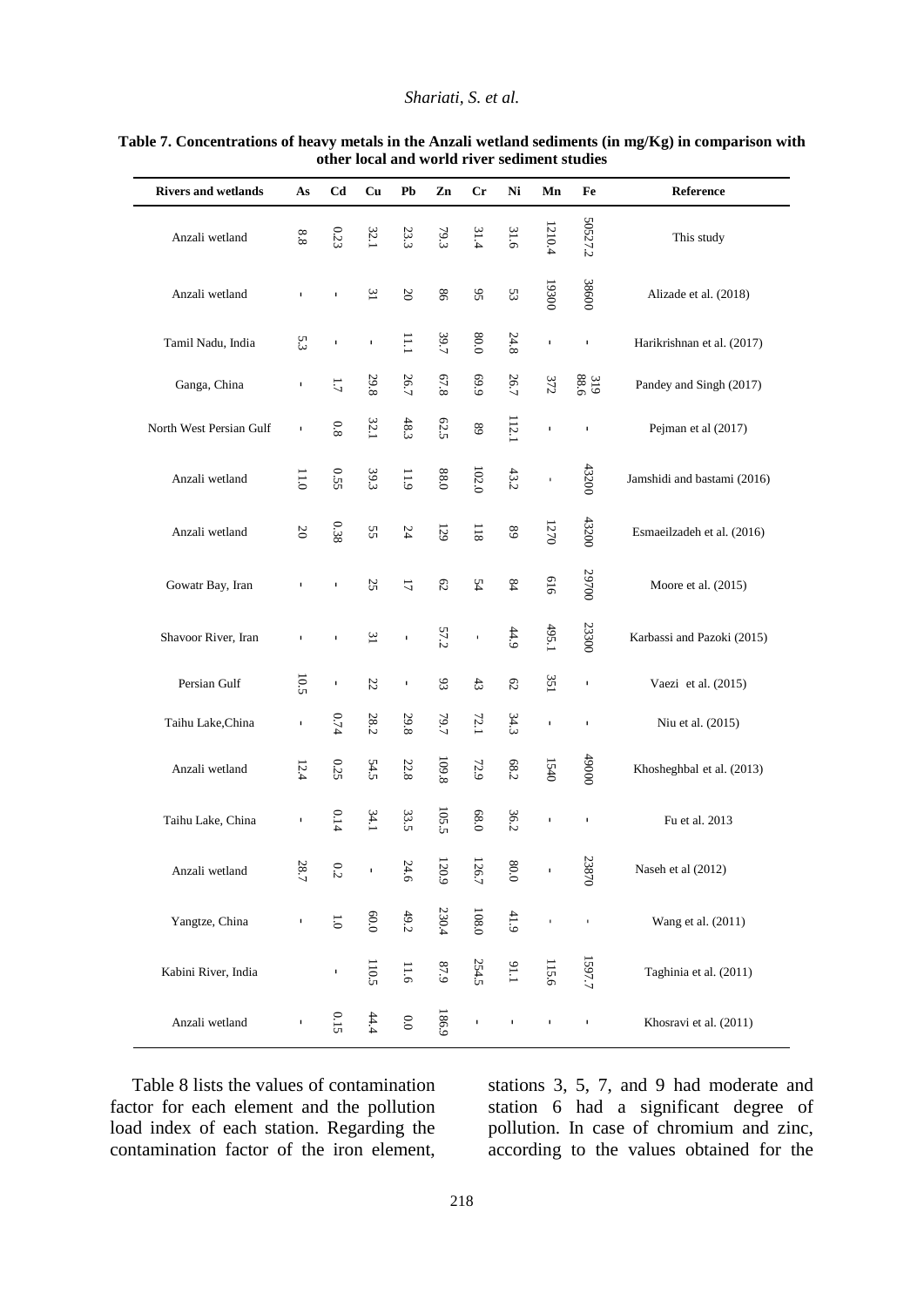**Table 7. Concentrations of heavy metals in the Anzali wetland sediments (in mg/Kg) in comparison with other local and world river sediment studies**

| Rivers and wetlands | As | Cd | Cu | Pb | Zn | Cr | Ni | Mn | Fe | Reference |
|---|---|---|---|---|---|---|---|---|---|---|
| Anzali wetland | 8.8 | 0.23 | 32.1 | 23.3 | 79.3 | 31.4 | 31.6 | 1210.4 | 50527.2 | This study |
| Anzali wetland | - | - | 31 | 20 | 86 | 95 | 53 | 19300 | 38600 | Alizade et al. (2018) |
| Tamil Nadu, India | 5.3 | - | - | 11.1 | 39.7 | 80.0 | 24.8 | - | - | Harikrishnan et al. (2017) |
| Ganga, China | - | 1.7 | 29.8 | 26.7 | 67.8 | 69.9 | 26.7 | 372 | 319 88.6 | Pandey and Singh (2017) |
| North West Persian Gulf | - | 0.8 | 32.1 | 48.3 | 62.5 | 89 | 112.1 | - | - | Pejman et al (2017) |
| Anzali wetland | 11.0 | 0.55 | 39.3 | 11.9 | 88.0 | 102.0 | 43.2 | - | 43200 | Jamshidi and bastami (2016) |
| Anzali wetland | 20 | 0.38 | 55 | 24 | 129 | 118 | 89 | 1270 | 43200 | Esmaeilzadeh et al. (2016) |
| Gowatr Bay, Iran | - | - | 25 | 17 | 62 | 54 | 84 | 616 | 29700 | Moore et al. (2015) |
| Shavoor River, Iran | - | - | 31 | - | 57.2 | - | 44.9 | 495.1 | 23300 | Karbassi and Pazoki (2015) |
| Persian Gulf | 10.5 | - | 22 | - | 93 | 43 | 62 | 351 | - | Vaezi et al. (2015) |
| Taihu Lake,China | - | 0.74 | 28.2 | 29.8 | 79.7 | 72.1 | 34.3 | - | - | Niu et al. (2015) |
| Anzali wetland | 12.4 | 0.25 | 54.5 | 22.8 | 109.8 | 72.9 | 68.2 | 1540 | 49000 | Khosheghbal et al. (2013) |
| Taihu Lake, China | - | 0.14 | 34.1 | 33.5 | 105.5 | 68.0 | 36.2 | - | - | Fu et al. 2013 |
| Anzali wetland | 28.7 | 0.2 | - | 24.6 | 120.9 | 126.7 | 80.0 | - | 23870 | Naseh et al (2012) |
| Yangtze, China | - | 1.0 | 60.0 | 49.2 | 230.4 | 108.0 | 41.9 | - | - | Wang et al. (2011) |
| Kabini River, India | | - | 110.5 | 11.6 | 87.9 | 254.5 | 91.1 | 115.6 | 1597.7 | Taghinia et al. (2011) |
| Anzali wetland | - | 0.15 | 44.4 | 0.0 | 186.9 | - | - | - | - | Khosravi et al. (2011) |

Table 8 lists the values of contamination factor for each element and the pollution load index of each station. Regarding the contamination factor of the iron element, stations 3, 5, 7, and 9 had moderate and station 6 had a significant degree of pollution. In case of chromium and zinc, according to the values obtained for the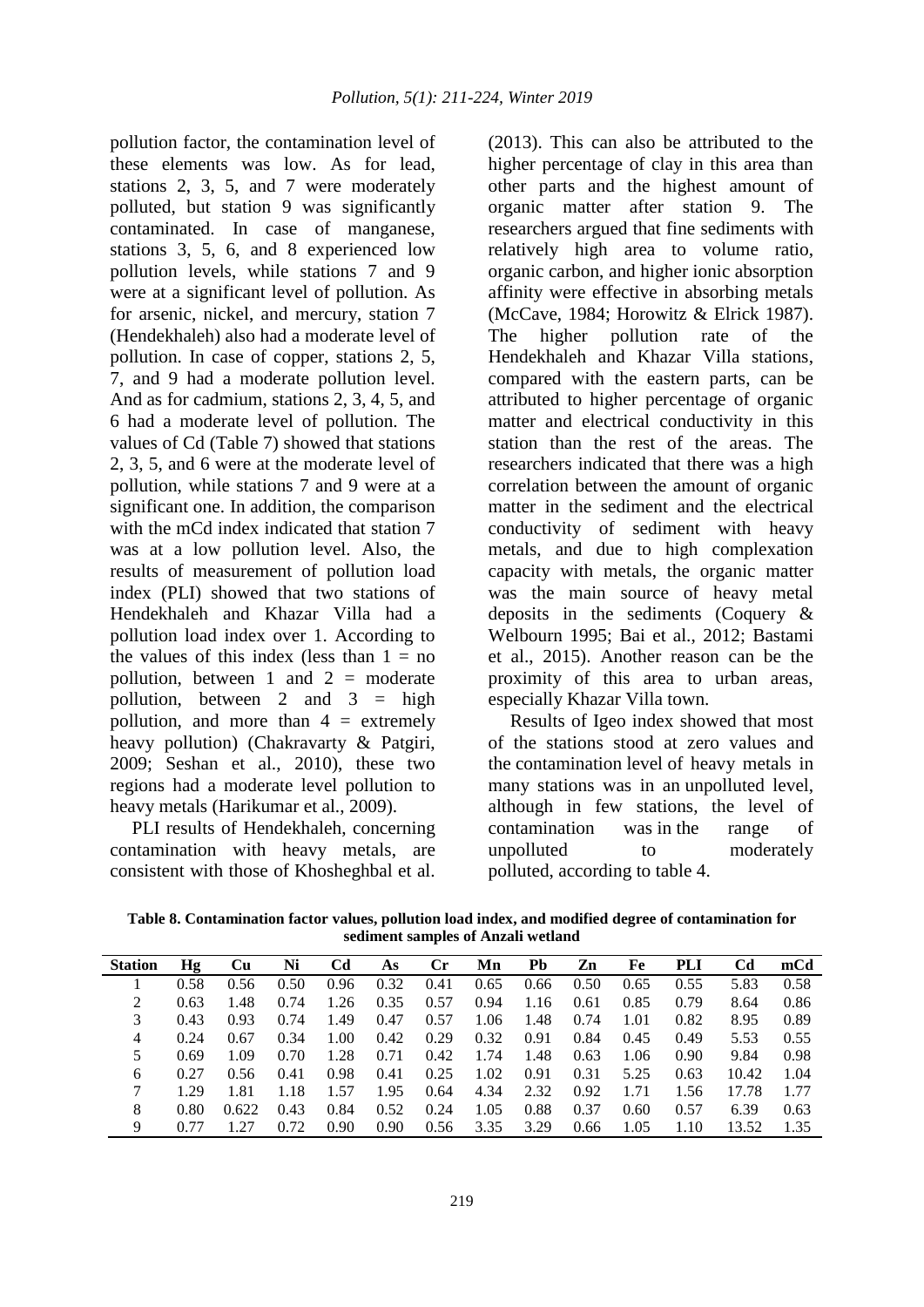pollution factor, the contamination level of these elements was low. As for lead, stations 2, 3, 5, and 7 were moderately polluted, but station 9 was significantly contaminated. In case of manganese, stations 3, 5, 6, and 8 experienced low pollution levels, while stations 7 and 9 were at a significant level of pollution. As for arsenic, nickel, and mercury, station 7 (Hendekhaleh) also had a moderate level of pollution. In case of copper, stations 2, 5, 7, and 9 had a moderate pollution level. And as for cadmium, stations 2, 3, 4, 5, and 6 had a moderate level of pollution. The values of Cd (Table 7) showed that stations 2, 3, 5, and 6 were at the moderate level of pollution, while stations 7 and 9 were at a significant one. In addition, the comparison with the mCd index indicated that station 7 was at a low pollution level. Also, the results of measurement of pollution load index (PLI) showed that two stations of Hendekhaleh and Khazar Villa had a pollution load index over 1. According to the values of this index (less than 1 = no pollution, between 1 and 2 = moderate pollution, between 2 and 3 = high pollution, and more than 4 = extremely heavy pollution) (Chakravarty & Patgiri, 2009; Seshan et al., 2010), these two regions had a moderate level pollution to heavy metals (Harikumar et al., 2009).

PLI results of Hendekhaleh, concerning contamination with heavy metals, are consistent with those of Khosheghbal et al. (2013). This can also be attributed to the higher percentage of clay in this area than other parts and the highest amount of organic matter after station 9. The researchers argued that fine sediments with relatively high area to volume ratio, organic carbon, and higher ionic absorption affinity were effective in absorbing metals (McCave, 1984; Horowitz & Elrick 1987). The higher pollution rate of the Hendekhaleh and Khazar Villa stations, compared with the eastern parts, can be attributed to higher percentage of organic matter and electrical conductivity in this station than the rest of the areas. The researchers indicated that there was a high correlation between the amount of organic matter in the sediment and the electrical conductivity of sediment with heavy metals, and due to high complexation capacity with metals, the organic matter was the main source of heavy metal deposits in the sediments (Coquery & Welbourn 1995; Bai et al., 2012; Bastami et al., 2015). Another reason can be the proximity of this area to urban areas, especially Khazar Villa town.

Results of Igeo index showed that most of the stations stood at zero values and the contamination level of heavy metals in many stations was in an unpolluted level, although in few stations, the level of contamination was in the range of unpolluted to moderately polluted, according to table 4.

**Table 8. Contamination factor values, pollution load index, and modified degree of contamination for sediment samples of Anzali wetland**

| Station | Hg | Cu | Ni | Cd | As | Cr | Mn | Pb | Zn | Fe | PLI | Cd | mCd |
|---|---|---|---|---|---|---|---|---|---|---|---|---|---|
| 1 | 0.58 | 0.56 | 0.50 | 0.96 | 0.32 | 0.41 | 0.65 | 0.66 | 0.50 | 0.65 | 0.55 | 5.83 | 0.58 |
| 2 | 0.63 | 1.48 | 0.74 | 1.26 | 0.35 | 0.57 | 0.94 | 1.16 | 0.61 | 0.85 | 0.79 | 8.64 | 0.86 |
| 3 | 0.43 | 0.93 | 0.74 | 1.49 | 0.47 | 0.57 | 1.06 | 1.48 | 0.74 | 1.01 | 0.82 | 8.95 | 0.89 |
| 4 | 0.24 | 0.67 | 0.34 | 1.00 | 0.42 | 0.29 | 0.32 | 0.91 | 0.84 | 0.45 | 0.49 | 5.53 | 0.55 |
| 5 | 0.69 | 1.09 | 0.70 | 1.28 | 0.71 | 0.42 | 1.74 | 1.48 | 0.63 | 1.06 | 0.90 | 9.84 | 0.98 |
| 6 | 0.27 | 0.56 | 0.41 | 0.98 | 0.41 | 0.25 | 1.02 | 0.91 | 0.31 | 5.25 | 0.63 | 10.42 | 1.04 |
| 7 | 1.29 | 1.81 | 1.18 | 1.57 | 1.95 | 0.64 | 4.34 | 2.32 | 0.92 | 1.71 | 1.56 | 17.78 | 1.77 |
| 8 | 0.80 | 0.622 | 0.43 | 0.84 | 0.52 | 0.24 | 1.05 | 0.88 | 0.37 | 0.60 | 0.57 | 6.39 | 0.63 |
| 9 | 0.77 | 1.27 | 0.72 | 0.90 | 0.90 | 0.56 | 3.35 | 3.29 | 0.66 | 1.05 | 1.10 | 13.52 | 1.35 |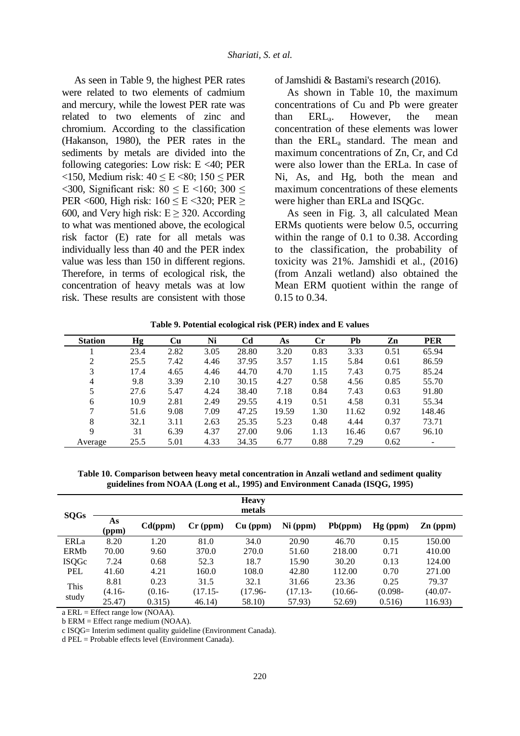As seen in Table 9, the highest PER rates were related to two elements of cadmium and mercury, while the lowest PER rate was related to two elements of zinc and chromium. According to the classification (Hakanson, 1980), the PER rates in the sediments by metals are divided into the following categories: Low risk: E <40; PER <150, Medium risk: 40 ≤ E <80; 150 ≤ PER <300, Significant risk: 80 ≤ E <160; 300 ≤ PER <600, High risk: 160 ≤ E <320; PER ≥ 600, and Very high risk: E ≥ 320. According to what was mentioned above, the ecological risk factor (E) rate for all metals was individually less than 40 and the PER index value was less than 150 in different regions. Therefore, in terms of ecological risk, the concentration of heavy metals was at low risk. These results are consistent with those of Jamshidi & Bastami's research (2016).

As shown in Table 10, the maximum concentrations of Cu and Pb were greater than $ERL_a$. However, the mean concentration of these elements was lower than the $ERL_a$ standard. The mean and maximum concentrations of Zn, Cr, and Cd were also lower than the ERLa. In case of Ni, As, and Hg, both the mean and maximum concentrations of these elements were higher than ERLa and ISQGc.

As seen in Fig. 3, all calculated Mean ERMs quotients were below 0.5, occurring within the range of 0.1 to 0.38. According to the classification, the probability of toxicity was 21%. Jamshidi et al., (2016) (from Anzali wetland) also obtained the Mean ERM quotient within the range of 0.15 to 0.34.

**Table 9. Potential ecological risk (PER) index and E values**

| Station | Hg | Cu | Ni | Cd | As | Cr | Pb | Zn | PER |
|---|---|---|---|---|---|---|---|---|---|
| 1 | 23.4 | 2.82 | 3.05 | 28.80 | 3.20 | 0.83 | 3.33 | 0.51 | 65.94 |
| 2 | 25.5 | 7.42 | 4.46 | 37.95 | 3.57 | 1.15 | 5.84 | 0.61 | 86.59 |
| 3 | 17.4 | 4.65 | 4.46 | 44.70 | 4.70 | 1.15 | 7.43 | 0.75 | 85.24 |
| 4 | 9.8 | 3.39 | 2.10 | 30.15 | 4.27 | 0.58 | 4.56 | 0.85 | 55.70 |
| 5 | 27.6 | 5.47 | 4.24 | 38.40 | 7.18 | 0.84 | 7.43 | 0.63 | 91.80 |
| 6 | 10.9 | 2.81 | 2.49 | 29.55 | 4.19 | 0.51 | 4.58 | 0.31 | 55.34 |
| 7 | 51.6 | 9.08 | 7.09 | 47.25 | 19.59 | 1.30 | 11.62 | 0.92 | 148.46 |
| 8 | 32.1 | 3.11 | 2.63 | 25.35 | 5.23 | 0.48 | 4.44 | 0.37 | 73.71 |
| 9 | 31 | 6.39 | 4.37 | 27.00 | 9.06 | 1.13 | 16.46 | 0.67 | 96.10 |
| Average | 25.5 | 5.01 | 4.33 | 34.35 | 6.77 | 0.88 | 7.29 | 0.62 | - |

**Table 10. Comparison between heavy metal concentration in Anzali wetland and sediment quality guidelines from NOAA (Long et al., 1995) and Environment Canada (ISQG, 1995)**

| SQGs | Heavy metals | | | | | | | |
|---|---|---|---|---|---|---|---|---|
| | As (ppm) | Cd(ppm) | Cr (ppm) | Cu (ppm) | Ni (ppm) | Pb(ppm) | Hg (ppm) | Zn (ppm) |
| ERLa | 8.20 | 1.20 | 81.0 | 34.0 | 20.90 | 46.70 | 0.15 | 150.00 |
| ERMb | 70.00 | 9.60 | 370.0 | 270.0 | 51.60 | 218.00 | 0.71 | 410.00 |
| ISQGc | 7.24 | 0.68 | 52.3 | 18.7 | 15.90 | 30.20 | 0.13 | 124.00 |
| PEL | 41.60 | 4.21 | 160.0 | 108.0 | 42.80 | 112.00 | 0.70 | 271.00 |
| This study | 8.81 (4.16-25.47) | 0.23 (0.16-0.315) | 31.5 (17.15-46.14) | 32.1 (17.96-58.10) | 31.66 (17.13-57.93) | 23.36 (10.66-52.69) | 0.25 (0.098-0.516) | 79.37 (40.07-116.93) |

a ERL = Effect range low (NOAA).

b ERM = Effect range medium (NOAA).

c ISQG= Interim sediment quality guideline (Environment Canada).

d PEL = Probable effects level (Environment Canada).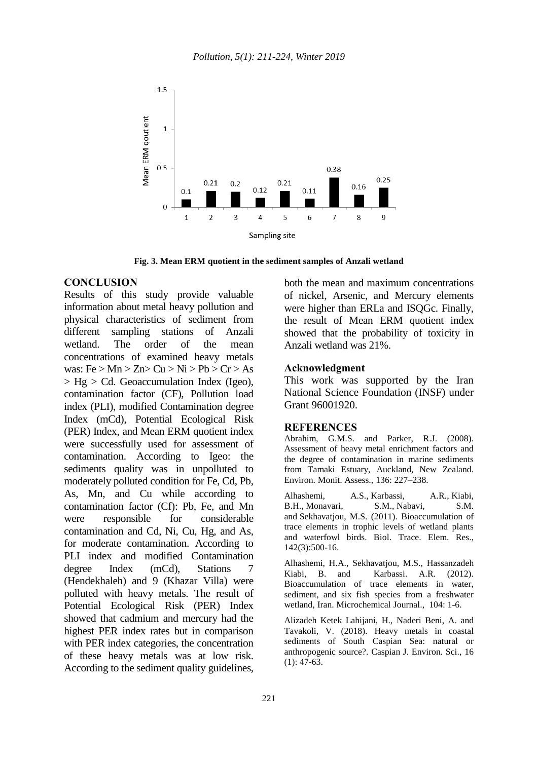Fig. 3. Mean ERM quotient in the sediment samples of Anzali wetland

## CONCLUSION

Results of this study provide valuable information about metal heavy pollution and physical characteristics of sediment from different sampling stations of Anzali wetland. The order of the mean concentrations of examined heavy metals was: Fe > Mn > Zn> Cu > Ni > Pb > Cr > As > Hg > Cd. Geoaccumulation Index (Igeo), contamination factor (CF), Pollution load index (PLI), modified Contamination degree Index (mCd), Potential Ecological Risk (PER) Index, and Mean ERM quotient index were successfully used for assessment of contamination. According to Igeo: the sediments quality was in unpolluted to moderately polluted condition for Fe, Cd, Pb, As, Mn, and Cu while according to contamination factor (Cf): Pb, Fe, and Mn were responsible for considerable contamination and Cd, Ni, Cu, Hg, and As, for moderate contamination. According to PLI index and modified Contamination degree Index (mCd), Stations 7 (Hendekhaleh) and 9 (Khazar Villa) were polluted with heavy metals. The result of Potential Ecological Risk (PER) Index showed that cadmium and mercury had the highest PER index rates but in comparison with PER index categories, the concentration of these heavy metals was at low risk. According to the sediment quality guidelines, both the mean and maximum concentrations of nickel, Arsenic, and Mercury elements were higher than ERLa and ISQGc. Finally, the result of Mean ERM quotient index showed that the probability of toxicity in Anzali wetland was 21%.

### Acknowledgment

This work was supported by the Iran National Science Foundation (INSF) under Grant 96001920.

## REFERENCES

Abrahim, G.M.S. and Parker, R.J. (2008). Assessment of heavy metal enrichment factors and the degree of contamination in marine sediments from Tamaki Estuary, Auckland, New Zealand. Environ. Monit. Assess., 136: 227–238.

Alhashemi, A.S., Karbassi, A.R., Kiabi, B.H., Monavari, S.M., Nabavi, S.M. and Sekhavatjou, M.S. (2011). Bioaccumulation of trace elements in trophic levels of wetland plants and waterfowl birds. Biol. Trace. Elem. Res., 142(3):500-16.

Alhashemi, H.A., Sekhavatjou, M.S., Hassanzadeh Kiabi, B. and Karbassi. A.R. (2012). Bioaccumulation of trace elements in water, sediment, and six fish species from a freshwater wetland, Iran. Microchemical Journal., 104: 1-6.

Alizadeh Ketek Lahijani, H., Naderi Beni, A. and Tavakoli, V. (2018). Heavy metals in coastal sediments of South Caspian Sea: natural or anthropogenic source?. Caspian J. Environ. Sci., 16 (1): 47-63.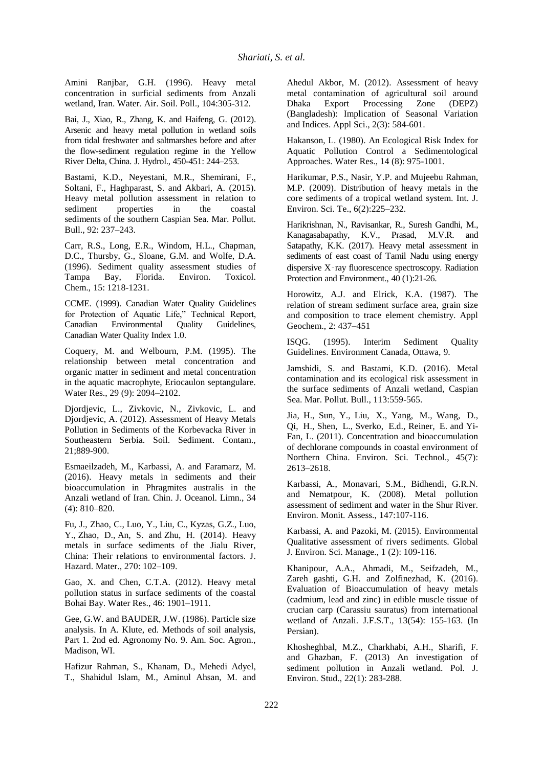Amini Ranjbar, G.H. (1996). Heavy metal concentration in surficial sediments from Anzali wetland, Iran. Water. Air. Soil. Poll., 104:305-312.

Bai, J., Xiao, R., Zhang, K. and Haifeng, G. (2012). Arsenic and heavy metal pollution in wetland soils from tidal freshwater and saltmarshes before and after the flow-sediment regulation regime in the Yellow River Delta, China. J. Hydrol., 450-451: 244–253.

Bastami, K.D., Neyestani, M.R., Shemirani, F., Soltani, F., Haghparast, S. and Akbari, A. (2015). Heavy metal pollution assessment in relation to sediment properties in the coastal sediments of the southern Caspian Sea. Mar. Pollut. Bull., 92: 237–243.

Carr, R.S., Long, E.R., Windom, H.L., Chapman, D.C., Thursby, G., Sloane, G.M. and Wolfe, D.A. (1996). Sediment quality assessment studies of Tampa Bay, Florida. Environ. Toxicol. Chem., 15: 1218-1231.

CCME. (1999). Canadian Water Quality Guidelines for Protection of Aquatic Life," Technical Report, Canadian Environmental Quality Guidelines, Canadian Water Quality Index 1.0.

Coquery, M. and Welbourn, P.M. (1995). The relationship between metal concentration and organic matter in sediment and metal concentration in the aquatic macrophyte, Eriocaulon septangulare. Water Res., 29 (9): 2094–2102.

Djordjevic, L., Zivkovic, N., Zivkovic, L. and Djordjevic, A. (2012). Assessment of Heavy Metals Pollution in Sediments of the Korbevacka River in Southeastern Serbia. Soil. Sediment. Contam., 21;889-900.

Esmaeilzadeh, M., Karbassi, A. and Faramarz, M. (2016). Heavy metals in sediments and their bioaccumulation in Phragmites australis in the Anzali wetland of Iran. Chin. J. Oceanol. Limn., 34 (4): 810–820.

Fu, J., Zhao, C., Luo, Y., Liu, C., Kyzas, G.Z., Luo, Y., Zhao, D., An, S. and Zhu, H. (2014). Heavy metals in surface sediments of the Jialu River, China: Their relations to environmental factors. J. Hazard. Mater., 270: 102–109.

Gao, X. and Chen, C.T.A. (2012). Heavy metal pollution status in surface sediments of the coastal Bohai Bay. Water Res., 46: 1901–1911.

Gee, G.W. and BAUDER, J.W. (1986). Particle size analysis. In A. Klute, ed. Methods of soil analysis, Part 1. 2nd ed. Agronomy No. 9. Am. Soc. Agron., Madison, WI.

Hafizur Rahman, S., Khanam, D., Mehedi Adyel, T., Shahidul Islam, M., Aminul Ahsan, M. and Ahedul Akbor, M. (2012). Assessment of heavy metal contamination of agricultural soil around Dhaka Export Processing Zone (DEPZ) (Bangladesh): Implication of Seasonal Variation and Indices. Appl Sci., 2(3): 584-601.

Hakanson, L. (1980). An Ecological Risk Index for Aquatic Pollution Control a Sedimentological Approaches. Water Res., 14 (8): 975-1001.

Harikumar, P.S., Nasir, Y.P. and Mujeebu Rahman, M.P. (2009). Distribution of heavy metals in the core sediments of a tropical wetland system. Int. J. Environ. Sci. Te., 6(2):225–232.

Harikrishnan, N., Ravisankar, R., Suresh Gandhi, M., Kanagasabapathy, K.V., Prasad, M.V.R. and Satapathy, K.K. (2017). Heavy metal assessment in sediments of east coast of Tamil Nadu using energy dispersive X-ray fluorescence spectroscopy. Radiation Protection and Environment., 40 (1):21-26.

Horowitz, A.J. and Elrick, K.A. (1987). The relation of stream sediment surface area, grain size and composition to trace element chemistry. Appl Geochem., 2: 437–451

ISQG. (1995). Interim Sediment Quality Guidelines. Environment Canada, Ottawa, 9.

Jamshidi, S. and Bastami, K.D. (2016). Metal contamination and its ecological risk assessment in the surface sediments of Anzali wetland, Caspian Sea. Mar. Pollut. Bull., 113:559-565.

Jia, H., Sun, Y., Liu, X., Yang, M., Wang, D., Qi, H., Shen, L., Sverko, E.d., Reiner, E. and Yi-Fan, L. (2011). Concentration and bioaccumulation of dechlorane compounds in coastal environment of Northern China. Environ. Sci. Technol., 45(7): 2613–2618.

Karbassi, A., Monavari, S.M., Bidhendi, G.R.N. and Nematpour, K. (2008). Metal pollution assessment of sediment and water in the Shur River. Environ. Monit. Assess., 147:107-116.

Karbassi, A. and Pazoki, M. (2015). Environmental Qualitative assessment of rivers sediments. Global J. Environ. Sci. Manage., 1 (2): 109-116.

Khanipour, A.A., Ahmadi, M., Seifzadeh, M., Zareh gashti, G.H. and Zolfinezhad, K. (2016). Evaluation of Bioaccumulation of heavy metals (cadmium, lead and zinc) in edible muscle tissue of crucian carp (Carassiu sauratus) from international wetland of Anzali. J.F.S.T., 13(54): 155-163. (In Persian).

Khosheghbal, M.Z., Charkhabi, A.H., Sharifi, F. and Ghazban, F. (2013) An investigation of sediment pollution in Anzali wetland. Pol. J. Environ. Stud., 22(1): 283-288.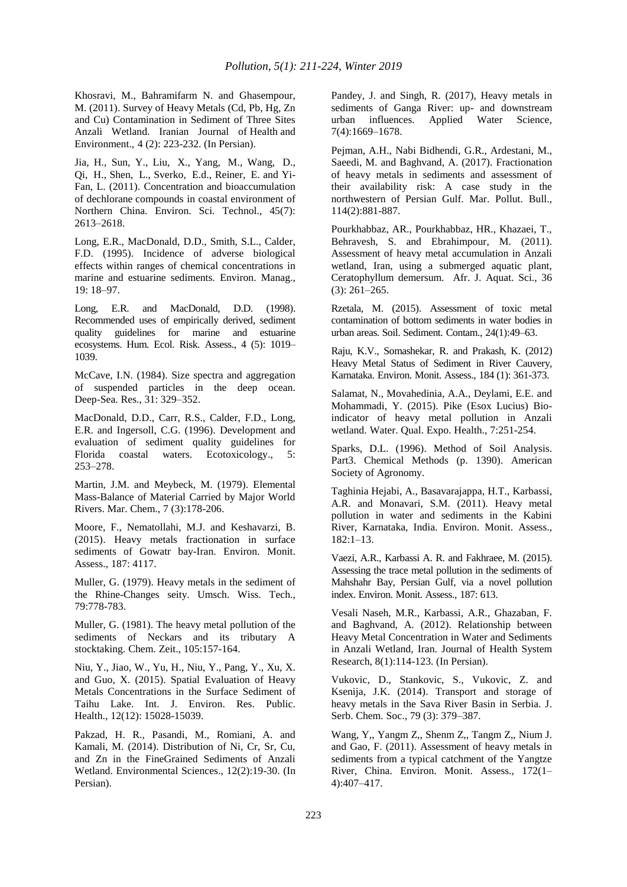Khosravi, M., Bahramifarm N. and Ghasempour, M. (2011). Survey of Heavy Metals (Cd, Pb, Hg, Zn and Cu) Contamination in Sediment of Three Sites Anzali Wetland. Iranian Journal of Health and Environment., 4 (2): 223-232. (In Persian).

Jia, H., Sun, Y., Liu, X., Yang, M., Wang, D., Qi, H., Shen, L., Sverko, E.d., Reiner, E. and Yi-Fan, L. (2011). Concentration and bioaccumulation of dechlorane compounds in coastal environment of Northern China. Environ. Sci. Technol., 45(7): 2613–2618.

Long, E.R., MacDonald, D.D., Smith, S.L., Calder, F.D. (1995). Incidence of adverse biological effects within ranges of chemical concentrations in marine and estuarine sediments. Environ. Manag., 19: 18–97.

Long, E.R. and MacDonald, D.D. (1998). Recommended uses of empirically derived, sediment quality guidelines for marine and estuarine ecosystems. Hum. Ecol. Risk. Assess., 4 (5): 1019–1039.

McCave, I.N. (1984). Size spectra and aggregation of suspended particles in the deep ocean. Deep-Sea. Res., 31: 329–352.

MacDonald, D.D., Carr, R.S., Calder, F.D., Long, E.R. and Ingersoll, C.G. (1996). Development and evaluation of sediment quality guidelines for Florida coastal waters. Ecotoxicology., 5: 253–278.

Martin, J.M. and Meybeck, M. (1979). Elemental Mass-Balance of Material Carried by Major World Rivers. Mar. Chem., 7 (3):178-206.

Moore, F., Nematollahi, M.J. and Keshavarzi, B. (2015). Heavy metals fractionation in surface sediments of Gowatr bay-Iran. Environ. Monit. Assess., 187: 4117.

Muller, G. (1979). Heavy metals in the sediment of the Rhine-Changes seity. Umsch. Wiss. Tech., 79:778-783.

Muller, G. (1981). The heavy metal pollution of the sediments of Neckars and its tributary A stocktaking. Chem. Zeit., 105:157-164.

Niu, Y., Jiao, W., Yu, H., Niu, Y., Pang, Y., Xu, X. and Guo, X. (2015). Spatial Evaluation of Heavy Metals Concentrations in the Surface Sediment of Taihu Lake. Int. J. Environ. Res. Public. Health., 12(12): 15028-15039.

Pakzad, H. R., Pasandi, M., Romiani, A. and Kamali, M. (2014). Distribution of Ni, Cr, Sr, Cu, and Zn in the FineGrained Sediments of Anzali Wetland. Environmental Sciences., 12(2):19-30. (In Persian).

Pandey, J. and Singh, R. (2017), Heavy metals in sediments of Ganga River: up- and downstream urban influences. Applied Water Science, 7(4):1669–1678.

Pejman, A.H., Nabi Bidhendi, G.R., Ardestani, M., Saeedi, M. and Baghvand, A. (2017). Fractionation of heavy metals in sediments and assessment of their availability risk: A case study in the northwestern of Persian Gulf. Mar. Pollut. Bull., 114(2):881-887.

Pourkhabbaz, AR., Pourkhabbaz, HR., Khazaei, T., Behravesh, S. and Ebrahimpour, M. (2011). Assessment of heavy metal accumulation in Anzali wetland, Iran, using a submerged aquatic plant, Ceratophyllum demersum. Afr. J. Aquat. Sci., 36 (3): 261–265.

Rzetala, M. (2015). Assessment of toxic metal contamination of bottom sediments in water bodies in urban areas. Soil. Sediment. Contam., 24(1):49–63.

Raju, K.V., Somashekar, R. and Prakash, K. (2012) Heavy Metal Status of Sediment in River Cauvery, Karnataka. Environ. Monit. Assess., 184 (1): 361-373.

Salamat, N., Movahedinia, A.A., Deylami, E.E. and Mohammadi, Y. (2015). Pike (Esox Lucius) Bio-indicator of heavy metal pollution in Anzali wetland. Water. Qual. Expo. Health., 7:251-254.

Sparks, D.L. (1996). Method of Soil Analysis. Part3. Chemical Methods (p. 1390). American Society of Agronomy.

Taghinia Hejabi, A., Basavarajappa, H.T., Karbassi, A.R. and Monavari, S.M. (2011). Heavy metal pollution in water and sediments in the Kabini River, Karnataka, India. Environ. Monit. Assess., 182:1–13.

Vaezi, A.R., Karbassi A. R. and Fakhraee, M. (2015). Assessing the trace metal pollution in the sediments of Mahshahr Bay, Persian Gulf, via a novel pollution index. Environ. Monit. Assess., 187: 613.

Vesali Naseh, M.R., Karbassi, A.R., Ghazaban, F. and Baghvand, A. (2012). Relationship between Heavy Metal Concentration in Water and Sediments in Anzali Wetland, Iran. Journal of Health System Research, 8(1):114-123. (In Persian).

Vukovic, D., Stankovic, S., Vukovic, Z. and Ksenija, J.K. (2014). Transport and storage of heavy metals in the Sava River Basin in Serbia. J. Serb. Chem. Soc., 79 (3): 379–387.

Wang, Y,, Yangm Z,, Shenm Z,, Tangm Z,, Nium J. and Gao, F. (2011). Assessment of heavy metals in sediments from a typical catchment of the Yangtze River, China. Environ. Monit. Assess., 172(1–4):407–417.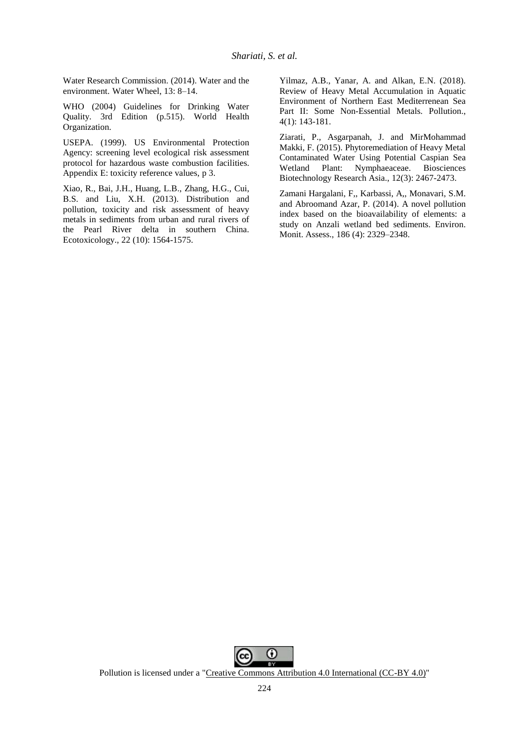Water Research Commission. (2014). Water and the environment. Water Wheel, 13: 8–14.

WHO (2004) Guidelines for Drinking Water Quality. 3rd Edition (p.515). World Health Organization.

USEPA. (1999). US Environmental Protection Agency: screening level ecological risk assessment protocol for hazardous waste combustion facilities. Appendix E: toxicity reference values, p 3.

Xiao, R., Bai, J.H., Huang, L.B., Zhang, H.G., Cui, B.S. and Liu, X.H. (2013). Distribution and pollution, toxicity and risk assessment of heavy metals in sediments from urban and rural rivers of the Pearl River delta in southern China. Ecotoxicology., 22 (10): 1564-1575.

Yilmaz, A.B., Yanar, A. and Alkan, E.N. (2018). Review of Heavy Metal Accumulation in Aquatic Environment of Northern East Mediterrenean Sea Part II: Some Non-Essential Metals. Pollution., 4(1): 143-181.

Ziarati, P., Asgarpanah, J. and MirMohammad Makki, F. (2015). Phytoremediation of Heavy Metal Contaminated Water Using Potential Caspian Sea Wetland Plant: Nymphaeaceae. Biosciences Biotechnology Research Asia., 12(3): 2467-2473.

Zamani Hargalani, F,, Karbassi, A,, Monavari, S.M. and Abroomand Azar, P. (2014). A novel pollution index based on the bioavailability of elements: a study on Anzali wetland bed sediments. Environ. Monit. Assess., 186 (4): 2329–2348.

Pollution is licensed under a "Creative Commons Attribution 4.0 International (CC-BY 4.0)"